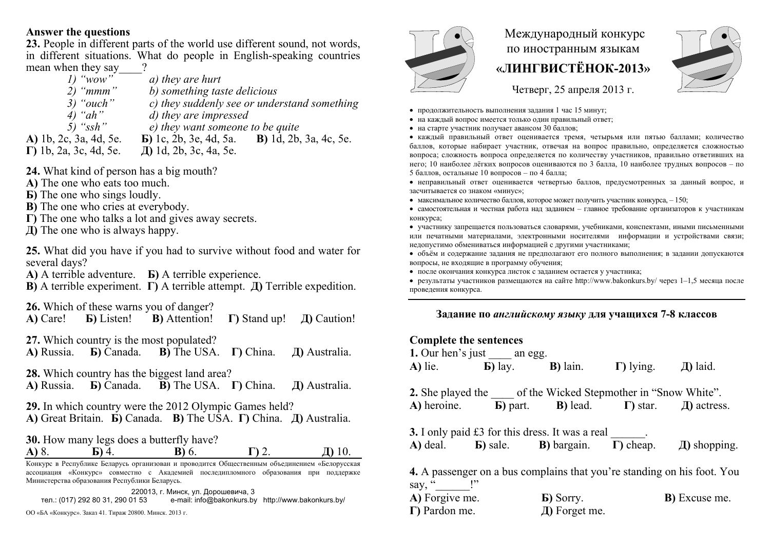## Answer the questions

**23.** People in different parts of the world use different sound, not words, in different situations. What do people in English-speaking countries mean when they say____?

*1) "wow"* — *a) they are hurt*
*2) "mmm"* — *b) something taste delicious*
*3) "ouch"* — *c) they suddenly see or understand something*
*4) "ah"* — *d) they are impressed*
*5) "ssh"* — *e) they want someone to be quite*

**А)** 1b, 2c, 3a, 4d, 5e. **Б)** 1c, 2b, 3e, 4d, 5a. **В)** 1d, 2b, 3a, 4c, 5e.
**Г)** 1b, 2a, 3c, 4d, 5e. **Д)** 1d, 2b, 3c, 4a, 5e.

**24.** What kind of person has a big mouth?
**А)** The one who eats too much.
**Б)** The one who sings loudly.
**В)** The one who cries at everybody.
**Г)** The one who talks a lot and gives away secrets.
**Д)** The one who is always happy.

**25.** What did you have if you had to survive without food and water for several days?
**А)** A terrible adventure. **Б)** A terrible experience.
**В)** A terrible experiment. **Г)** A terrible attempt. **Д)** Terrible expedition.

**26.** Which of these warns you of danger?
**А)** Care! **Б)** Listen! **В)** Attention! **Г)** Stand up! **Д)** Caution!

**27.** Which country is the most populated?
**А)** Russia. **Б)** Canada. **В)** The USA. **Г)** China. **Д)** Australia.

**28.** Which country has the biggest land area?
**А)** Russia. **Б)** Canada. **В)** The USA. **Г)** China. **Д)** Australia.

**29.** In which country were the 2012 Olympic Games held?
**А)** Great Britain. **Б)** Canada. **В)** The USA. **Г)** China. **Д)** Australia.

**30.** How many legs does a butterfly have?
**А)** 8. **Б)** 4. **В)** 6. **Г)** 2. **Д)** 10.

Конкурс в Республике Беларусь организован и проводится Общественным объединением «Белорусская ассоциация «Конкурс» совместно с Академией последипломного образования при поддержке Министерства образования Республики Беларусь.

220013, г. Минск, ул. Дорошевича, 3
тел.: (017) 292 80 31, 290 01 53 e-mail: info@bakonkurs.by http://www.bakonkurs.by/

ОО «БА «Конкурс». Заказ 41. Тираж 20800. Минск. 2013 г.

# Международный конкурс по иностранным языкам «ЛИНГВИСТЁНОК-2013»

Четверг, 25 апреля 2013 г.

- продолжительность выполнения задания 1 час 15 минут;
- на каждый вопрос имеется только один правильный ответ;
- на старте участник получает авансом 30 баллов;
- каждый правильный ответ оценивается тремя, четырьмя или пятью баллами; количество баллов, которые набирает участник, отвечая на вопрос правильно, определяется сложностью вопроса; сложность вопроса определяется по количеству участников, правильно ответивших на него; 10 наиболее лёгких вопросов оцениваются по 3 балла, 10 наиболее трудных вопросов – по 5 баллов, остальные 10 вопросов – по 4 балла;
- неправильный ответ оценивается четвертью баллов, предусмотренных за данный вопрос, и засчитывается со знаком «минус»;
- максимальное количество баллов, которое может получить участник конкурса, – 150;
- самостоятельная и честная работа над заданием – главное требование организаторов к участникам конкурса;
- участнику запрещается пользоваться словарями, учебниками, конспектами, иными письменными или печатными материалами, электронными носителями информации и устройствами связи; недопустимо обмениваться информацией с другими участниками;
- объём и содержание задания не предполагают его полного выполнения; в задании допускаются вопросы, не входящие в программу обучения;
- после окончания конкурса листок с заданием остается у участника;
- результаты участников размещаются на сайте http://www.bakonkurs.by/ через 1–1,5 месяца после проведения конкурса.

### Задание по *английскому языку* для учащихся 7-8 классов

## Complete the sentences

**1.** Our hen's just ____ an egg.
**А)** lie. **Б)** lay. **В)** lain. **Г)** lying. **Д)** laid.

**2.** She played the ____ of the Wicked Stepmother in "Snow White".
**А)** heroine. **Б)** part. **В)** lead. **Г)** star. **Д)** actress.

**3.** I only paid £3 for this dress. It was a real ______.
**А)** deal. **Б)** sale. **В)** bargain. **Г)** cheap. **Д)** shopping.

**4.** A passenger on a bus complains that you're standing on his foot. You say, "______!"
**А)** Forgive me. **Б)** Sorry. **В)** Excuse me.
**Г)** Pardon me. **Д)** Forget me.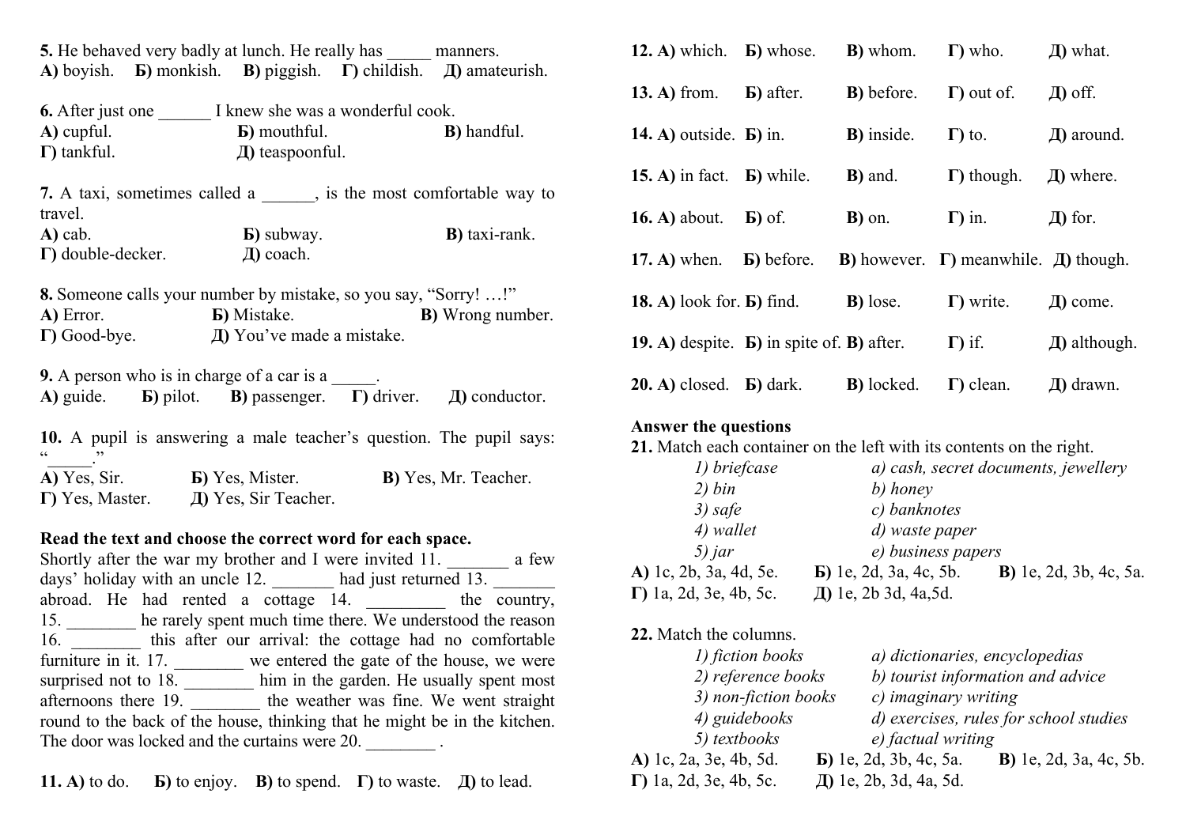**5.** He behaved very badly at lunch. He really has _____ manners.
**А)** boyish. **Б)** monkish. **В)** piggish. **Г)** childish. **Д)** amateurish.

**6.** After just one ______ I knew she was a wonderful cook.
**А)** cupful. **Б)** mouthful. **В)** handful.
**Г)** tankful. **Д)** teaspoonful.

**7.** A taxi, sometimes called a ______, is the most comfortable way to travel.
**А)** cab. **Б)** subway. **В)** taxi-rank.
**Г)** double-decker. **Д)** coach.

**8.** Someone calls your number by mistake, so you say, "Sorry! …!"
**А)** Error. **Б)** Mistake. **В)** Wrong number.
**Г)** Good-bye. **Д)** You've made a mistake.

**9.** A person who is in charge of a car is a _____.
**А)** guide. **Б)** pilot. **В)** passenger. **Г)** driver. **Д)** conductor.

**10.** A pupil is answering a male teacher's question. The pupil says: "_____."
**А)** Yes, Sir. **Б)** Yes, Mister. **В)** Yes, Mr. Teacher.
**Г)** Yes, Master. **Д)** Yes, Sir Teacher.

**Read the text and choose the correct word for each space.**

Shortly after the war my brother and I were invited 11. _______ a few days' holiday with an uncle 12. _______ had just returned 13. _______ abroad. He had rented a cottage 14. _________ the country, 15. ________ he rarely spent much time there. We understood the reason 16. ________ this after our arrival: the cottage had no comfortable furniture in it. 17. ________ we entered the gate of the house, we were surprised not to 18. ________ him in the garden. He usually spent most afternoons there 19. ________ the weather was fine. We went straight round to the back of the house, thinking that he might be in the kitchen. The door was locked and the curtains were 20. ________ .

**11. А)** to do. **Б)** to enjoy. **В)** to spend. **Г)** to waste. **Д)** to lead.

**12. А)** which. **Б)** whose. **В)** whom. **Г)** who. **Д)** what.

**13. А)** from. **Б)** after. **В)** before. **Г)** out of. **Д)** off.

**14. А)** outside. **Б)** in. **В)** inside. **Г)** to. **Д)** around.

**15. А)** in fact. **Б)** while. **В)** and. **Г)** though. **Д)** where.

**16. А)** about. **Б)** of. **В)** on. **Г)** in. **Д)** for.

**17. А)** when. **Б)** before. **В)** however. **Г)** meanwhile. **Д)** though.

**18. А)** look for. **Б)** find. **В)** lose. **Г)** write. **Д)** come.

**19. А)** despite. **Б)** in spite of. **В)** after. **Г)** if. **Д)** although.

**20. А)** closed. **Б)** dark. **В)** locked. **Г)** clean. **Д)** drawn.

**Answer the questions**

**21.** Match each container on the left with its contents on the right.

| | |
|---|---|
| *1) briefcase* | *a) cash, secret documents, jewellery* |
| *2) bin* | *b) honey* |
| *3) safe* | *c) banknotes* |
| *4) wallet* | *d) waste paper* |
| *5) jar* | *e) business papers* |

**А)** 1c, 2b, 3a, 4d, 5e. **Б)** 1e, 2d, 3a, 4c, 5b. **В)** 1e, 2d, 3b, 4c, 5a.
**Г)** 1a, 2d, 3e, 4b, 5c. **Д)** 1e, 2b 3d, 4a,5d.

**22.** Match the columns.

| | |
|---|---|
| *1) fiction books* | *a) dictionaries, encyclopedias* |
| *2) reference books* | *b) tourist information and advice* |
| *3) non-fiction books* | *c) imaginary writing* |
| *4) guidebooks* | *d) exercises, rules for school studies* |
| *5) textbooks* | *e) factual writing* |

**А)** 1c, 2a, 3e, 4b, 5d. **Б)** 1e, 2d, 3b, 4c, 5a. **В)** 1e, 2d, 3a, 4c, 5b.
**Г)** 1a, 2d, 3e, 4b, 5c. **Д)** 1e, 2b, 3d, 4a, 5d.